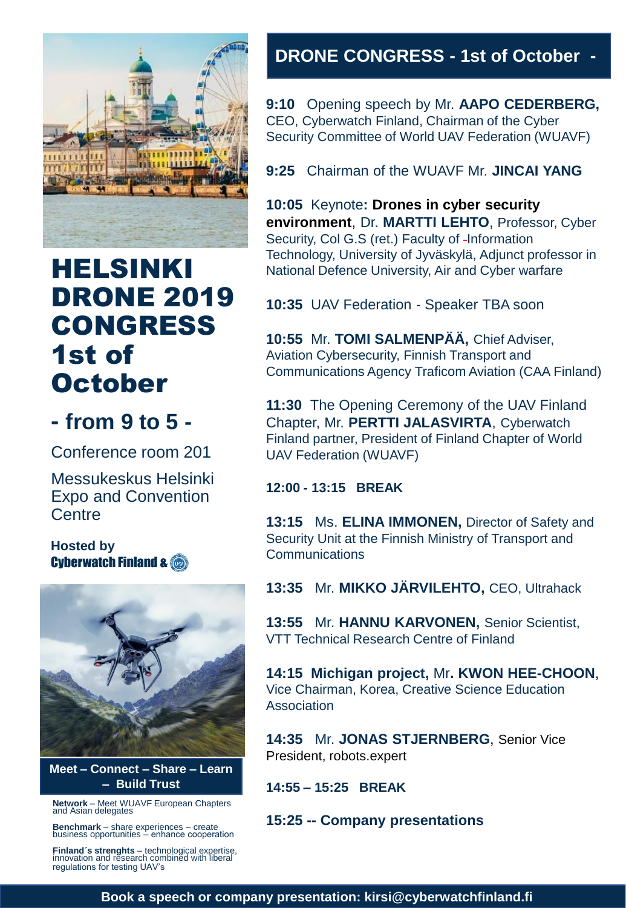# HELSINKI DRONE 2019 CONGRESS 1st of October

## - from 9 to 5 -

Conference room 201

Messukeskus Helsinki Expo and Convention Centre

**Hosted by**
**Cyberwatch Finland &**

**Meet – Connect – Share – Learn – Build Trust**

**Network** – Meet WUAVF European Chapters and Asian delegates

**Benchmark** – share experiences – create business opportunities – enhance cooperation

**Finland´s strenghts** – technological expertise, innovation and research combined with liberal regulations for testing UAV's

## DRONE CONGRESS - 1st of October -

**9:10** Opening speech by Mr. **AAPO CEDERBERG,** CEO, Cyberwatch Finland, Chairman of the Cyber Security Committee of World UAV Federation (WUAVF)

**9:25** Chairman of the WUAVF Mr. **JINCAI YANG**

**10:05** Keynote**: Drones in cyber security environment**, Dr. **MARTTI LEHTO**, Professor, Cyber Security, Col G.S (ret.) Faculty of -Information Technology, University of Jyväskylä, Adjunct professor in National Defence University, Air and Cyber warfare

**10:35** UAV Federation - Speaker TBA soon

**10:55** Mr. **TOMI SALMENPÄÄ,** Chief Adviser, Aviation Cybersecurity, Finnish Transport and Communications Agency Traficom Aviation (CAA Finland)

**11:30** The Opening Ceremony of the UAV Finland Chapter, Mr. **PERTTI JALASVIRTA**, Cyberwatch Finland partner, President of Finland Chapter of World UAV Federation (WUAVF)

**12:00 - 13:15 BREAK**

**13:15** Ms. **ELINA IMMONEN,** Director of Safety and Security Unit at the Finnish Ministry of Transport and Communications

**13:35** Mr. **MIKKO JÄRVILEHTO,** CEO, Ultrahack

**13:55** Mr. **HANNU KARVONEN,** Senior Scientist, VTT Technical Research Centre of Finland

**14:15 Michigan project,** Mr**. KWON HEE-CHOON**, Vice Chairman, Korea, Creative Science Education Association

**14:35** Mr. **JONAS STJERNBERG**, Senior Vice President, robots.expert

**14:55 – 15:25 BREAK**

**15:25 -- Company presentations**

**Book a speech or company presentation: kirsi@cyberwatchfinland.fi**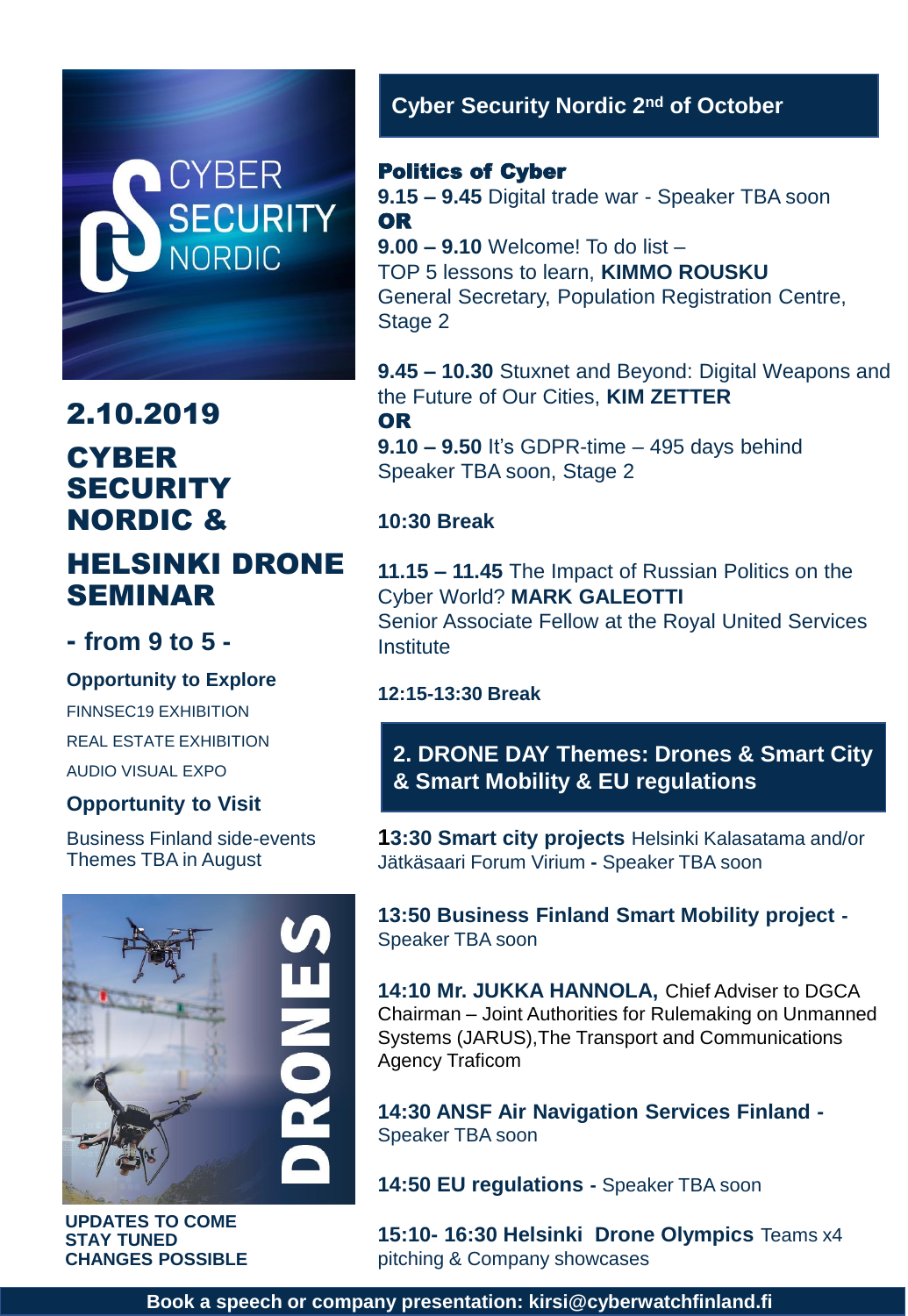# 2.10.2019

# CYBER SECURITY NORDIC &

# HELSINKI DRONE SEMINAR

## - from 9 to 5 -

**Opportunity to Explore**

FINNSEC19 EXHIBITION

REAL ESTATE EXHIBITION

AUDIO VISUAL EXPO

**Opportunity to Visit**

Business Finland side-events Themes TBA in August

**UPDATES TO COME**
**STAY TUNED**
**CHANGES POSSIBLE**

## Cyber Security Nordic 2nd of October

**Politics of Cyber**

**9.15 – 9.45** Digital trade war - Speaker TBA soon

**OR**

**9.00 – 9.10** Welcome! To do list – TOP 5 lessons to learn, **KIMMO ROUSKU** General Secretary, Population Registration Centre, Stage 2

**9.45 – 10.30** Stuxnet and Beyond: Digital Weapons and the Future of Our Cities, **KIM ZETTER**

**OR**

**9.10 – 9.50** It's GDPR-time – 495 days behind Speaker TBA soon, Stage 2

**10:30 Break**

**11.15 – 11.45** The Impact of Russian Politics on the Cyber World? **MARK GALEOTTI** Senior Associate Fellow at the Royal United Services Institute

**12:15-13:30 Break**

## 2. DRONE DAY Themes: Drones & Smart City & Smart Mobility & EU regulations

**13:30 Smart city projects** Helsinki Kalasatama and/or Jätkäsaari Forum Virium **-** Speaker TBA soon

**13:50 Business Finland Smart Mobility project -** Speaker TBA soon

**14:10 Mr. JUKKA HANNOLA,** Chief Adviser to DGCA Chairman – Joint Authorities for Rulemaking on Unmanned Systems (JARUS),The Transport and Communications Agency Traficom

**14:30 ANSF Air Navigation Services Finland -** Speaker TBA soon

**14:50 EU regulations -** Speaker TBA soon

**15:10- 16:30 Helsinki Drone Olympics** Teams x4 pitching & Company showcases

**Book a speech or company presentation: kirsi@cyberwatchfinland.fi**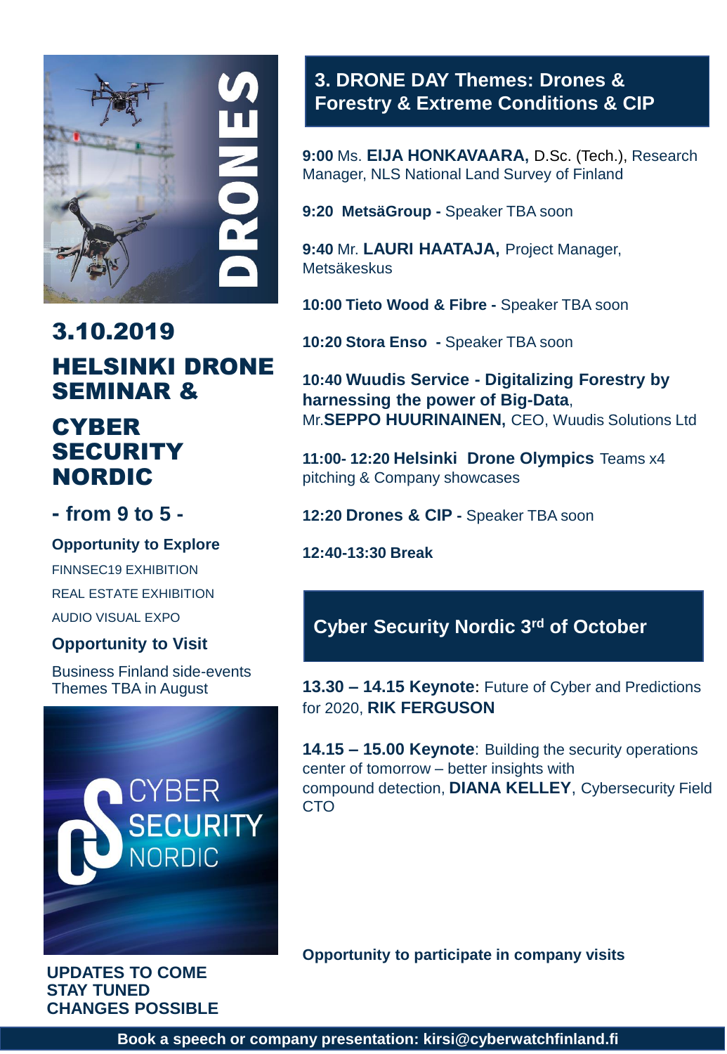# 3.10.2019

# HELSINKI DRONE SEMINAR &

# CYBER SECURITY NORDIC

## - from 9 to 5 -

**Opportunity to Explore**

FINNSEC19 EXHIBITION

REAL ESTATE EXHIBITION

AUDIO VISUAL EXPO

**Opportunity to Visit**

Business Finland side-events
Themes TBA in August

**UPDATES TO COME**
**STAY TUNED**
**CHANGES POSSIBLE**

## 3. DRONE DAY Themes: Drones & Forestry & Extreme Conditions & CIP

**9:00** Ms. **EIJA HONKAVAARA,** D.Sc. (Tech.), Research Manager, NLS National Land Survey of Finland

**9:20 MetsäGroup -** Speaker TBA soon

**9:40** Mr. **LAURI HAATAJA,** Project Manager, Metsäkeskus

**10:00 Tieto Wood & Fibre -** Speaker TBA soon

**10:20 Stora Enso -** Speaker TBA soon

**10:40 Wuudis Service - Digitalizing Forestry by harnessing the power of Big-Data**, Mr.**SEPPO HUURINAINEN,** CEO, Wuudis Solutions Ltd

**11:00- 12:20 Helsinki Drone Olympics** Teams x4 pitching & Company showcases

**12:20 Drones & CIP -** Speaker TBA soon

**12:40-13:30 Break**

## Cyber Security Nordic 3rd of October

**13.30 – 14.15 Keynote**: Future of Cyber and Predictions for 2020, **RIK FERGUSON**

**14.15 – 15.00 Keynote**: Building the security operations center of tomorrow – better insights with compound detection, **DIANA KELLEY**, Cybersecurity Field CTO

**Opportunity to participate in company visits**

**Book a speech or company presentation: kirsi@cyberwatchfinland.fi**